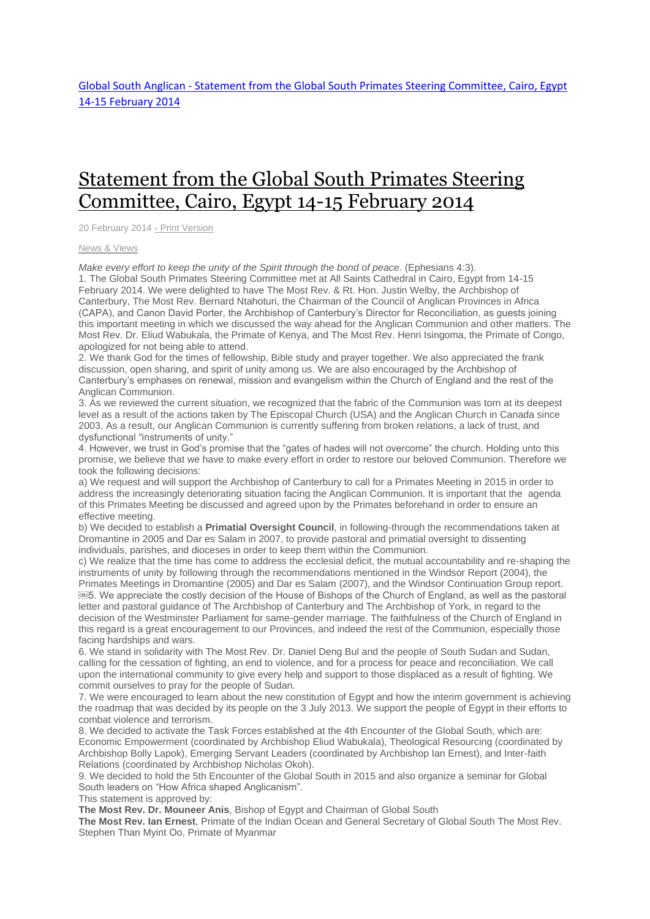Global South Anglican - Statement from the Global South Primates Steering Committee, Cairo, Egypt 14-15 February 2014

# Statement from the Global South Primates Steering Committee, Cairo, Egypt 14-15 February 2014

20 February 2014 - Print Version

News & Views

*Make every effort to keep the unity of the Spirit through the bond of peace.* (Ephesians 4:3).

1. The Global South Primates Steering Committee met at All Saints Cathedral in Cairo, Egypt from 14-15 February 2014. We were delighted to have The Most Rev. & Rt. Hon. Justin Welby, the Archbishop of Canterbury, The Most Rev. Bernard Ntahoturi, the Chairman of the Council of Anglican Provinces in Africa (CAPA), and Canon David Porter, the Archbishop of Canterbury's Director for Reconciliation, as guests joining this important meeting in which we discussed the way ahead for the Anglican Communion and other matters. The Most Rev. Dr. Eliud Wabukala, the Primate of Kenya, and The Most Rev. Henri Isingoma, the Primate of Congo, apologized for not being able to attend.

2. We thank God for the times of fellowship, Bible study and prayer together. We also appreciated the frank discussion, open sharing, and spirit of unity among us. We are also encouraged by the Archbishop of Canterbury's emphases on renewal, mission and evangelism within the Church of England and the rest of the Anglican Communion.

3. As we reviewed the current situation, we recognized that the fabric of the Communion was torn at its deepest level as a result of the actions taken by The Episcopal Church (USA) and the Anglican Church in Canada since 2003. As a result, our Anglican Communion is currently suffering from broken relations, a lack of trust, and dysfunctional "instruments of unity."

4. However, we trust in God's promise that the "gates of hades will not overcome" the church. Holding unto this promise, we believe that we have to make every effort in order to restore our beloved Communion. Therefore we took the following decisions:

a) We request and will support the Archbishop of Canterbury to call for a Primates Meeting in 2015 in order to address the increasingly deteriorating situation facing the Anglican Communion. It is important that the agenda of this Primates Meeting be discussed and agreed upon by the Primates beforehand in order to ensure an effective meeting.

b) We decided to establish a **Primatial Oversight Council**, in following-through the recommendations taken at Dromantine in 2005 and Dar es Salam in 2007, to provide pastoral and primatial oversight to dissenting individuals, parishes, and dioceses in order to keep them within the Communion.

c) We realize that the time has come to address the ecclesial deficit, the mutual accountability and re-shaping the instruments of unity by following through the recommendations mentioned in the Windsor Report (2004), the Primates Meetings in Dromantine (2005) and Dar es Salam (2007), and the Windsor Continuation Group report.

5. We appreciate the costly decision of the House of Bishops of the Church of England, as well as the pastoral letter and pastoral guidance of The Archbishop of Canterbury and The Archbishop of York, in regard to the decision of the Westminster Parliament for same-gender marriage. The faithfulness of the Church of England in this regard is a great encouragement to our Provinces, and indeed the rest of the Communion, especially those facing hardships and wars.

6. We stand in solidarity with The Most Rev. Dr. Daniel Deng Bul and the people of South Sudan and Sudan, calling for the cessation of fighting, an end to violence, and for a process for peace and reconciliation. We call upon the international community to give every help and support to those displaced as a result of fighting. We commit ourselves to pray for the people of Sudan.

7. We were encouraged to learn about the new constitution of Egypt and how the interim government is achieving the roadmap that was decided by its people on the 3 July 2013. We support the people of Egypt in their efforts to combat violence and terrorism.

8. We decided to activate the Task Forces established at the 4th Encounter of the Global South, which are: Economic Empowerment (coordinated by Archbishop Eliud Wabukala), Theological Resourcing (coordinated by Archbishop Bolly Lapok), Emerging Servant Leaders (coordinated by Archbishop Ian Ernest), and Inter-faith Relations (coordinated by Archbishop Nicholas Okoh).

9. We decided to hold the 5th Encounter of the Global South in 2015 and also organize a seminar for Global South leaders on "How Africa shaped Anglicanism".

This statement is approved by:

**The Most Rev. Dr. Mouneer Anis**, Bishop of Egypt and Chairman of Global South
**The Most Rev. Ian Ernest**, Primate of the Indian Ocean and General Secretary of Global South The Most Rev. Stephen Than Myint Oo, Primate of Myanmar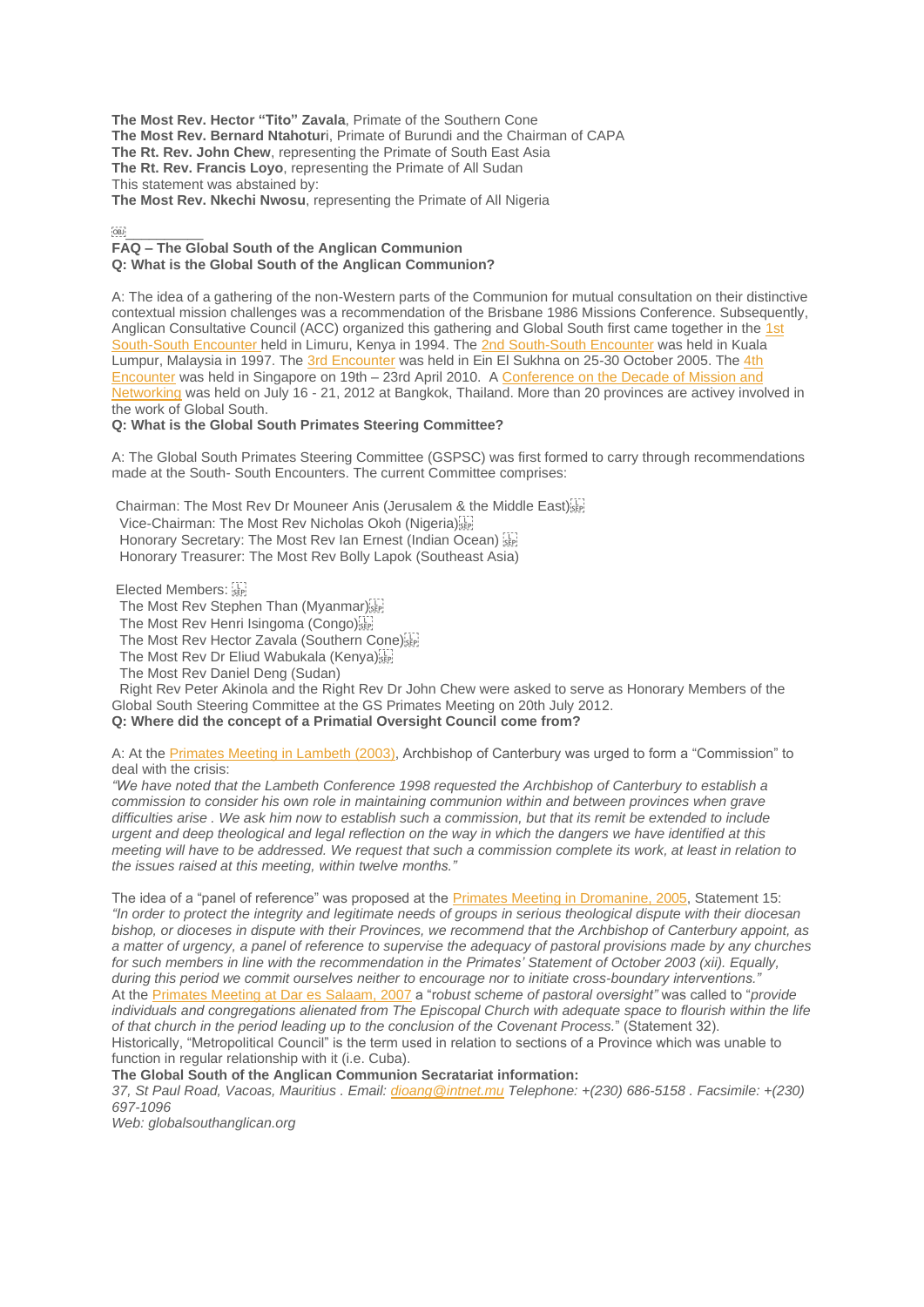**The Most Rev. Hector "Tito" Zavala**, Primate of the Southern Cone
**The Most Rev. Bernard Ntahotur**i, Primate of Burundi and the Chairman of CAPA
**The Rt. Rev. John Chew**, representing the Primate of South East Asia
**The Rt. Rev. Francis Loyo**, representing the Primate of All Sudan
This statement was abstained by:
**The Most Rev. Nkechi Nwosu**, representing the Primate of All Nigeria

___________

**FAQ – The Global South of the Anglican Communion**
**Q: What is the Global South of the Anglican Communion?**

A: The idea of a gathering of the non-Western parts of the Communion for mutual consultation on their distinctive contextual mission challenges was a recommendation of the Brisbane 1986 Missions Conference. Subsequently, Anglican Consultative Council (ACC) organized this gathering and Global South first came together in the 1st South-South Encounter held in Limuru, Kenya in 1994. The 2nd South-South Encounter was held in Kuala Lumpur, Malaysia in 1997. The 3rd Encounter was held in Ein El Sukhna on 25-30 October 2005. The 4th Encounter was held in Singapore on 19th – 23rd April 2010. A Conference on the Decade of Mission and Networking was held on July 16 - 21, 2012 at Bangkok, Thailand. More than 20 provinces are activey involved in the work of Global South.
**Q: What is the Global South Primates Steering Committee?**

A: The Global South Primates Steering Committee (GSPSC) was first formed to carry through recommendations made at the South- South Encounters. The current Committee comprises:

Chairman: The Most Rev Dr Mouneer Anis (Jerusalem & the Middle East)
Vice-Chairman: The Most Rev Nicholas Okoh (Nigeria)
Honorary Secretary: The Most Rev Ian Ernest (Indian Ocean)
Honorary Treasurer: The Most Rev Bolly Lapok (Southeast Asia)

Elected Members:
The Most Rev Stephen Than (Myanmar)
The Most Rev Henri Isingoma (Congo)
The Most Rev Hector Zavala (Southern Cone)
The Most Rev Dr Eliud Wabukala (Kenya)
The Most Rev Daniel Deng (Sudan)
Right Rev Peter Akinola and the Right Rev Dr John Chew were asked to serve as Honorary Members of the Global South Steering Committee at the GS Primates Meeting on 20th July 2012.
**Q: Where did the concept of a Primatial Oversight Council come from?**

A: At the Primates Meeting in Lambeth (2003), Archbishop of Canterbury was urged to form a "Commission" to deal with the crisis:
*"We have noted that the Lambeth Conference 1998 requested the Archbishop of Canterbury to establish a commission to consider his own role in maintaining communion within and between provinces when grave difficulties arise . We ask him now to establish such a commission, but that its remit be extended to include urgent and deep theological and legal reflection on the way in which the dangers we have identified at this meeting will have to be addressed. We request that such a commission complete its work, at least in relation to the issues raised at this meeting, within twelve months."*

The idea of a "panel of reference" was proposed at the Primates Meeting in Dromanine, 2005, Statement 15:
*"In order to protect the integrity and legitimate needs of groups in serious theological dispute with their diocesan bishop, or dioceses in dispute with their Provinces, we recommend that the Archbishop of Canterbury appoint, as a matter of urgency, a panel of reference to supervise the adequacy of pastoral provisions made by any churches for such members in line with the recommendation in the Primates' Statement of October 2003 (xii). Equally, during this period we commit ourselves neither to encourage nor to initiate cross-boundary interventions."*
At the Primates Meeting at Dar es Salaam, 2007 a "*robust scheme of pastoral oversight"* was called to "*provide individuals and congregations alienated from The Episcopal Church with adequate space to flourish within the life of that church in the period leading up to the conclusion of the Covenant Process.*" (Statement 32).
Historically, "Metropolitical Council" is the term used in relation to sections of a Province which was unable to function in regular relationship with it (i.e. Cuba).
**The Global South of the Anglican Communion Secretariat information:**
*37, St Paul Road, Vacoas, Mauritius . Email: dioang@intnet.mu Telephone: +(230) 686-5158 . Facsimile: +(230) 697-1096*
*Web: globalsouthanglican.org*